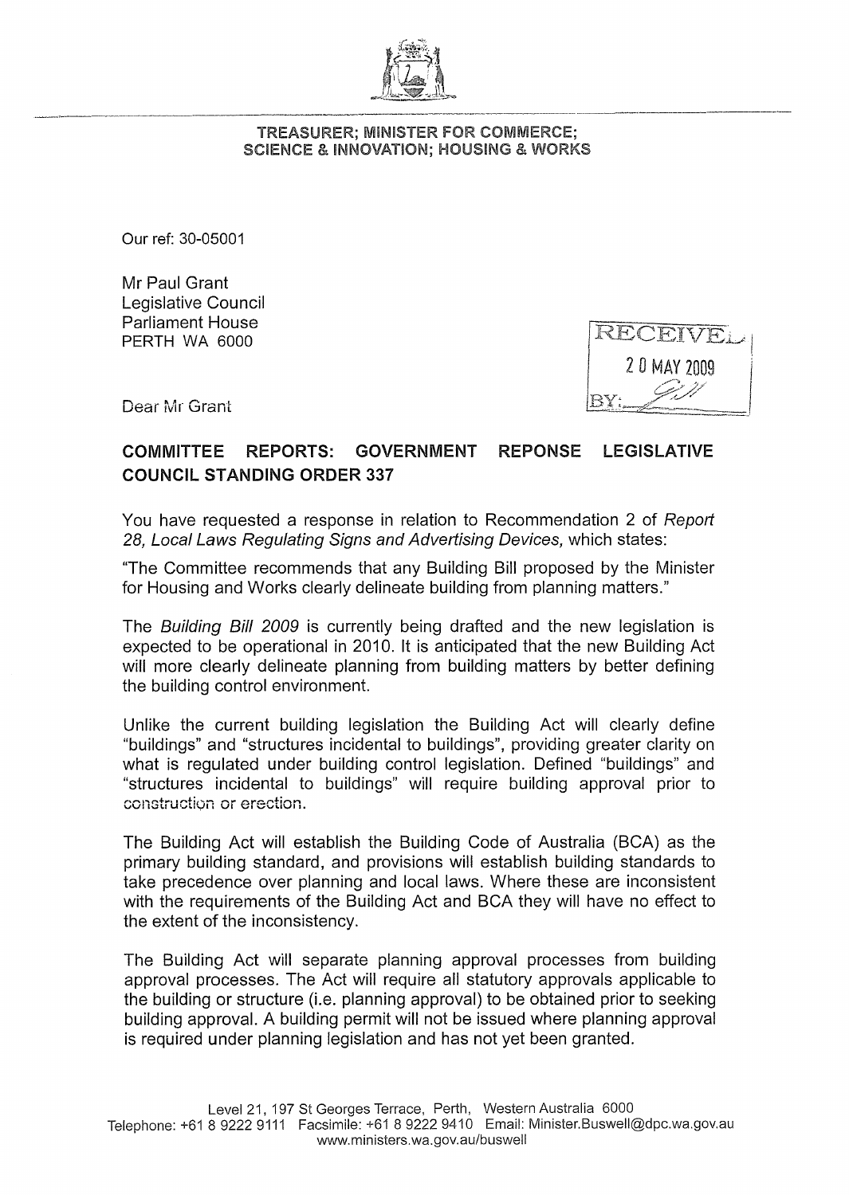TREASURER; MINISTER FOR COMMERCE; SCIENCE & INNOVATION; HOUSING & WORKS

Our ref: 30-05001

Mr Paul Grant
Legislative Council
Parliament House
PERTH WA 6000

RECEIVED
20 MAY 2009
BY:

Dear Mr Grant

**COMMITTEE REPORTS: GOVERNMENT REPONSE LEGISLATIVE COUNCIL STANDING ORDER 337**

You have requested a response in relation to Recommendation 2 of *Report 28, Local Laws Regulating Signs and Advertising Devices,* which states:

"The Committee recommends that any Building Bill proposed by the Minister for Housing and Works clearly delineate building from planning matters."

The *Building Bill 2009* is currently being drafted and the new legislation is expected to be operational in 2010. It is anticipated that the new Building Act will more clearly delineate planning from building matters by better defining the building control environment.

Unlike the current building legislation the Building Act will clearly define "buildings" and "structures incidental to buildings", providing greater clarity on what is regulated under building control legislation. Defined "buildings" and "structures incidental to buildings" will require building approval prior to construction or erection.

The Building Act will establish the Building Code of Australia (BCA) as the primary building standard, and provisions will establish building standards to take precedence over planning and local laws. Where these are inconsistent with the requirements of the Building Act and BCA they will have no effect to the extent of the inconsistency.

The Building Act will separate planning approval processes from building approval processes. The Act will require all statutory approvals applicable to the building or structure (i.e. planning approval) to be obtained prior to seeking building approval. A building permit will not be issued where planning approval is required under planning legislation and has not yet been granted.

Level 21, 197 St Georges Terrace, Perth, Western Australia 6000
Telephone: +61 8 9222 9111 Facsimile: +61 8 9222 9410 Email: Minister.Buswell@dpc.wa.gov.au
www.ministers.wa.gov.au/buswell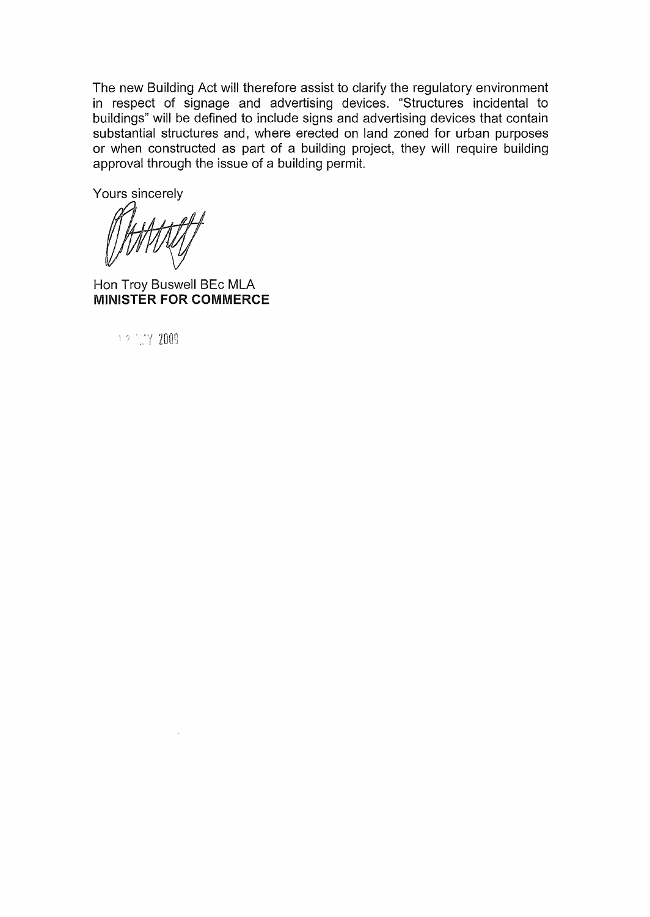The new Building Act will therefore assist to clarify the regulatory environment in respect of signage and advertising devices. "Structures incidental to buildings" will be defined to include signs and advertising devices that contain substantial structures and, where erected on land zoned for urban purposes or when constructed as part of a building project, they will require building approval through the issue of a building permit.

Yours sincerely

Hon Troy Buswell BEc MLA
**MINISTER FOR COMMERCE**

12 MAY 2009